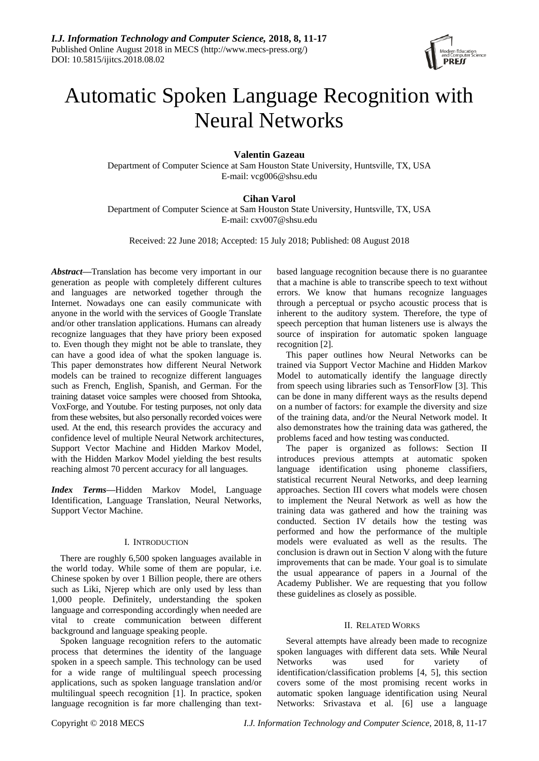# Automatic Spoken Language Recognition with Neural Networks

**Valentin Gazeau**

Department of Computer Science at Sam Houston State University, Huntsville, TX, USA

E-mail: vcg006@shsu.edu

**Cihan Varol**

Department of Computer Science at Sam Houston State University, Huntsville, TX, USA

E-mail: cxv007@shsu.edu

Received: 22 June 2018; Accepted: 15 July 2018; Published: 08 August 2018

***Abstract*—**Translation has become very important in our generation as people with completely different cultures and languages are networked together through the Internet. Nowadays one can easily communicate with anyone in the world with the services of Google Translate and/or other translation applications. Humans can already recognize languages that they have priory been exposed to. Even though they might not be able to translate, they can have a good idea of what the spoken language is. This paper demonstrates how different Neural Network models can be trained to recognize different languages such as French, English, Spanish, and German. For the training dataset voice samples were choosed from Shtooka, VoxForge, and Youtube. For testing purposes, not only data from these websites, but also personally recorded voices were used. At the end, this research provides the accuracy and confidence level of multiple Neural Network architectures, Support Vector Machine and Hidden Markov Model, with the Hidden Markov Model yielding the best results reaching almost 70 percent accuracy for all languages.

***Index Terms*—**Hidden Markov Model, Language Identification, Language Translation, Neural Networks, Support Vector Machine.

## I. Introduction

There are roughly 6,500 spoken languages available in the world today. While some of them are popular, i.e. Chinese spoken by over 1 Billion people, there are others such as Liki, Njerep which are only used by less than 1,000 people. Definitely, understanding the spoken language and corresponding accordingly when needed are vital to create communication between different background and language speaking people.

Spoken language recognition refers to the automatic process that determines the identity of the language spoken in a speech sample. This technology can be used for a wide range of multilingual speech processing applications, such as spoken language translation and/or multilingual speech recognition [1]. In practice, spoken language recognition is far more challenging than text-based language recognition because there is no guarantee that a machine is able to transcribe speech to text without errors. We know that humans recognize languages through a perceptual or psycho acoustic process that is inherent to the auditory system. Therefore, the type of speech perception that human listeners use is always the source of inspiration for automatic spoken language recognition [2].

This paper outlines how Neural Networks can be trained via Support Vector Machine and Hidden Markov Model to automatically identify the language directly from speech using libraries such as TensorFlow [3]. This can be done in many different ways as the results depend on a number of factors: for example the diversity and size of the training data, and/or the Neural Network model. It also demonstrates how the training data was gathered, the problems faced and how testing was conducted.

The paper is organized as follows: Section II introduces previous attempts at automatic spoken language identification using phoneme classifiers, statistical recurrent Neural Networks, and deep learning approaches. Section III covers what models were chosen to implement the Neural Network as well as how the training data was gathered and how the training was conducted. Section IV details how the testing was performed and how the performance of the multiple models were evaluated as well as the results. The conclusion is drawn out in Section V along with the future improvements that can be made. Your goal is to simulate the usual appearance of papers in a Journal of the Academy Publisher. We are requesting that you follow these guidelines as closely as possible.

## II. Related Works

Several attempts have already been made to recognize spoken languages with different data sets. While Neural Networks was used for variety of identification/classification problems [4, 5], this section covers some of the most promising recent works in automatic spoken language identification using Neural Networks: Srivastava et al. [6] use a language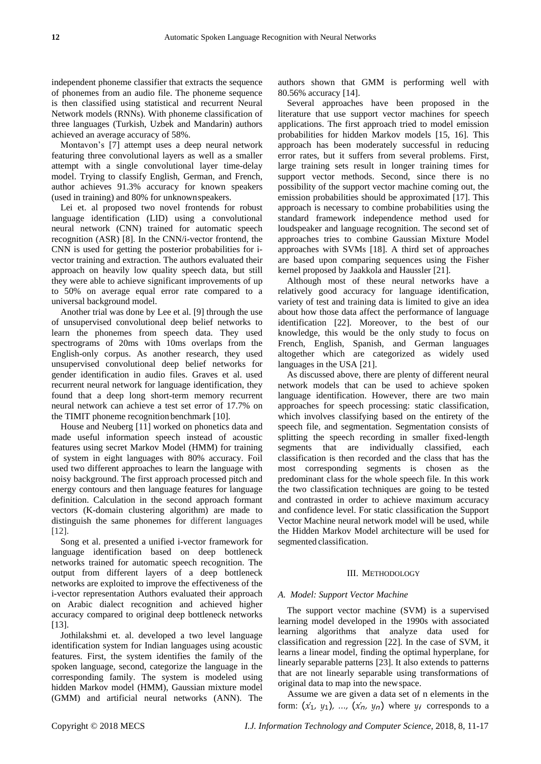independent phoneme classifier that extracts the sequence of phonemes from an audio file. The phoneme sequence is then classified using statistical and recurrent Neural Network models (RNNs). With phoneme classification of three languages (Turkish, Uzbek and Mandarin) authors achieved an average accuracy of 58%.

Montavon's [7] attempt uses a deep neural network featuring three convolutional layers as well as a smaller attempt with a single convolutional layer time-delay model. Trying to classify English, German, and French, author achieves 91.3% accuracy for known speakers (used in training) and 80% for unknown speakers.

Lei et. al proposed two novel frontends for robust language identification (LID) using a convolutional neural network (CNN) trained for automatic speech recognition (ASR) [8]. In the CNN/i-vector frontend, the CNN is used for getting the posterior probabilities for i-vector training and extraction. The authors evaluated their approach on heavily low quality speech data, but still they were able to achieve significant improvements of up to 50% on average equal error rate compared to a universal background model.

Another trial was done by Lee et al. [9] through the use of unsupervised convolutional deep belief networks to learn the phonemes from speech data. They used spectrograms of 20ms with 10ms overlaps from the English-only corpus. As another research, they used unsupervised convolutional deep belief networks for gender identification in audio files. Graves et al. used recurrent neural network for language identification, they found that a deep long short-term memory recurrent neural network can achieve a test set error of 17.7% on the TIMIT phoneme recognition benchmark [10].

House and Neuberg [11] worked on phonetics data and made useful information speech instead of acoustic features using secret Markov Model (HMM) for training of system in eight languages with 80% accuracy. Foil used two different approaches to learn the language with noisy background. The first approach processed pitch and energy contours and then language features for language definition. Calculation in the second approach formant vectors (K-domain clustering algorithm) are made to distinguish the same phonemes for different languages [12].

Song et al. presented a unified i-vector framework for language identification based on deep bottleneck networks trained for automatic speech recognition. The output from different layers of a deep bottleneck networks are exploited to improve the effectiveness of the i-vector representation Authors evaluated their approach on Arabic dialect recognition and achieved higher accuracy compared to original deep bottleneck networks [13].

Jothilakshmi et. al. developed a two level language identification system for Indian languages using acoustic features. First, the system identifies the family of the spoken language, second, categorize the language in the corresponding family. The system is modeled using hidden Markov model (HMM), Gaussian mixture model (GMM) and artificial neural networks (ANN). The authors shown that GMM is performing well with 80.56% accuracy [14].

Several approaches have been proposed in the literature that use support vector machines for speech applications. The first approach tried to model emission probabilities for hidden Markov models [15, 16]. This approach has been moderately successful in reducing error rates, but it suffers from several problems. First, large training sets result in longer training times for support vector methods. Second, since there is no possibility of the support vector machine coming out, the emission probabilities should be approximated [17]. This approach is necessary to combine probabilities using the standard framework independence method used for loudspeaker and language recognition. The second set of approaches tries to combine Gaussian Mixture Model approaches with SVMs [18]. A third set of approaches are based upon comparing sequences using the Fisher kernel proposed by Jaakkola and Haussler [21].

Although most of these neural networks have a relatively good accuracy for language identification, variety of test and training data is limited to give an idea about how those data affect the performance of language identification [22]. Moreover, to the best of our knowledge, this would be the only study to focus on French, English, Spanish, and German languages altogether which are categorized as widely used languages in the USA [21].

As discussed above, there are plenty of different neural network models that can be used to achieve spoken language identification. However, there are two main approaches for speech processing: static classification, which involves classifying based on the entirety of the speech file, and segmentation. Segmentation consists of splitting the speech recording in smaller fixed-length segments that are individually classified, each classification is then recorded and the class that has the most corresponding segments is chosen as the predominant class for the whole speech file. In this work the two classification techniques are going to be tested and contrasted in order to achieve maximum accuracy and confidence level. For static classification the Support Vector Machine neural network model will be used, while the Hidden Markov Model architecture will be used for segmented classification.

## III. Methodology

### A. Model: Support Vector Machine

The support vector machine (SVM) is a supervised learning model developed in the 1990s with associated learning algorithms that analyze data used for classification and regression [22]. In the case of SVM, it learns a linear model, finding the optimal hyperplane, for linearly separable patterns [23]. It also extends to patterns that are not linearly separable using transformations of original data to map into the new space.

Assume we are given a data set of n elements in the form: $(\vec{x}_1, y_1), \ldots, (\vec{x}_n, y_n)$ where $y_i$ corresponds to a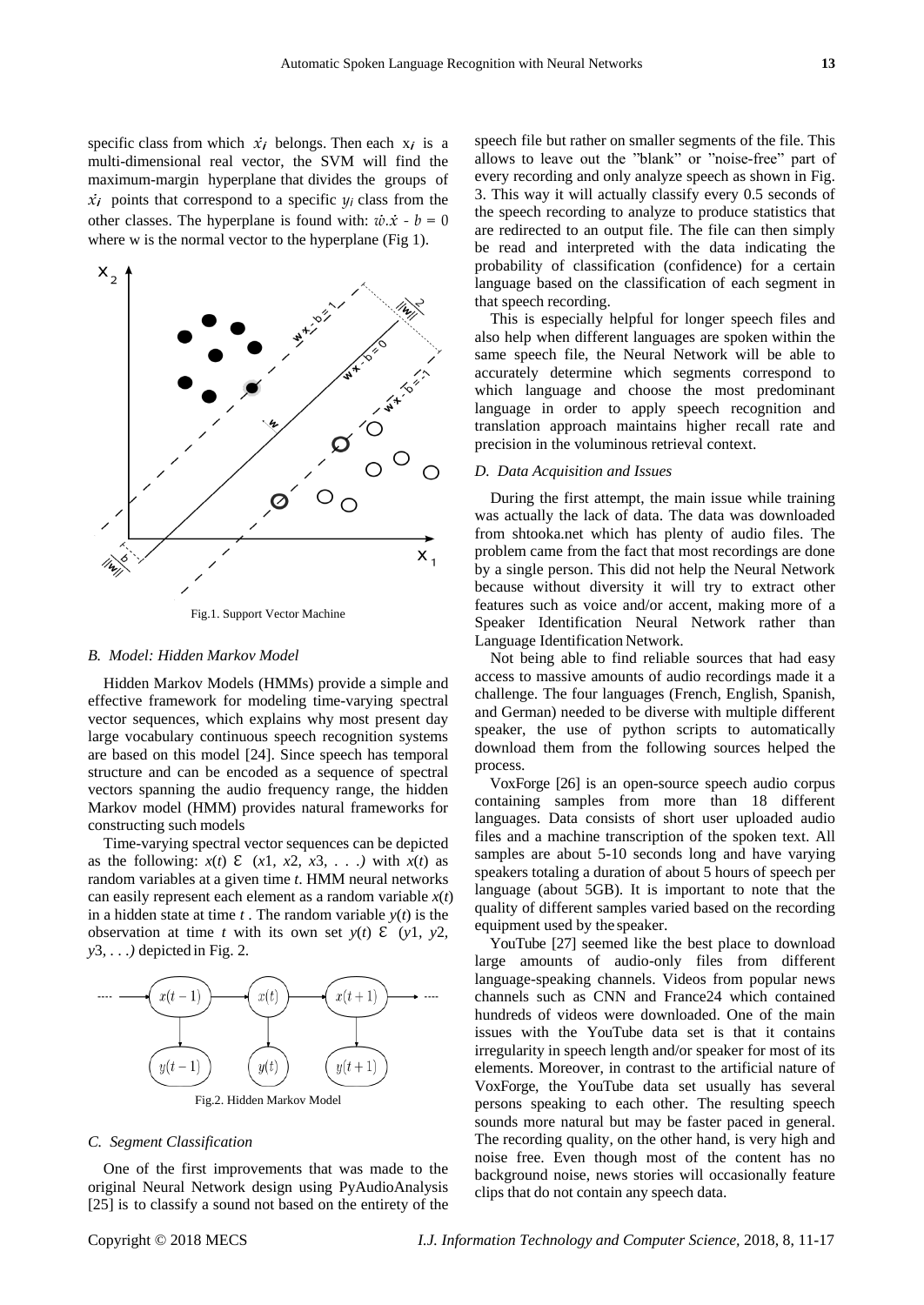specific class from which $\dot{x}_i$ belongs. Then each $x_i$ is a multi-dimensional real vector, the SVM will find the maximum-margin hyperplane that divides the groups of $\dot{x}_i$ points that correspond to a specific $y_i$ class from the other classes. The hyperplane is found with: $\dot{w}.\dot{x} - b = 0$ where w is the normal vector to the hyperplane (Fig 1).

Fig.1. Support Vector Machine

### *B. Model: Hidden Markov Model*

Hidden Markov Models (HMMs) provide a simple and effective framework for modeling time-varying spectral vector sequences, which explains why most present day large vocabulary continuous speech recognition systems are based on this model [24]. Since speech has temporal structure and can be encoded as a sequence of spectral vectors spanning the audio frequency range, the hidden Markov model (HMM) provides natural frameworks for constructing such models

Time-varying spectral vector sequences can be depicted as the following: $x(t) \in (x1, x2, x3, \ldots)$ with $x(t)$ as random variables at a given time $t$. HMM neural networks can easily represent each element as a random variable $x(t)$ in a hidden state at time $t$ . The random variable $y(t)$ is the observation at time $t$ with its own set $y(t) \in (y1, y2, y3, \ldots)$ depicted in Fig. 2.

Fig.2. Hidden Markov Model

### *C. Segment Classification*

One of the first improvements that was made to the original Neural Network design using PyAudioAnalysis [25] is to classify a sound not based on the entirety of the speech file but rather on smaller segments of the file. This allows to leave out the "blank" or "noise-free" part of every recording and only analyze speech as shown in Fig. 3. This way it will actually classify every 0.5 seconds of the speech recording to analyze to produce statistics that are redirected to an output file. The file can then simply be read and interpreted with the data indicating the probability of classification (confidence) for a certain language based on the classification of each segment in that speech recording.

This is especially helpful for longer speech files and also help when different languages are spoken within the same speech file, the Neural Network will be able to accurately determine which segments correspond to which language and choose the most predominant language in order to apply speech recognition and translation approach maintains higher recall rate and precision in the voluminous retrieval context.

### *D. Data Acquisition and Issues*

During the first attempt, the main issue while training was actually the lack of data. The data was downloaded from shtooka.net which has plenty of audio files. The problem came from the fact that most recordings are done by a single person. This did not help the Neural Network because without diversity it will try to extract other features such as voice and/or accent, making more of a Speaker Identification Neural Network rather than Language Identification Network.

Not being able to find reliable sources that had easy access to massive amounts of audio recordings made it a challenge. The four languages (French, English, Spanish, and German) needed to be diverse with multiple different speaker, the use of python scripts to automatically download them from the following sources helped the process.

VoxForge [26] is an open-source speech audio corpus containing samples from more than 18 different languages. Data consists of short user uploaded audio files and a machine transcription of the spoken text. All samples are about 5-10 seconds long and have varying speakers totaling a duration of about 5 hours of speech per language (about 5GB). It is important to note that the quality of different samples varied based on the recording equipment used by the speaker.

YouTube [27] seemed like the best place to download large amounts of audio-only files from different language-speaking channels. Videos from popular news channels such as CNN and France24 which contained hundreds of videos were downloaded. One of the main issues with the YouTube data set is that it contains irregularity in speech length and/or speaker for most of its elements. Moreover, in contrast to the artificial nature of VoxForge, the YouTube data set usually has several persons speaking to each other. The resulting speech sounds more natural but may be faster paced in general. The recording quality, on the other hand, is very high and noise free. Even though most of the content has no background noise, news stories will occasionally feature clips that do not contain any speech data.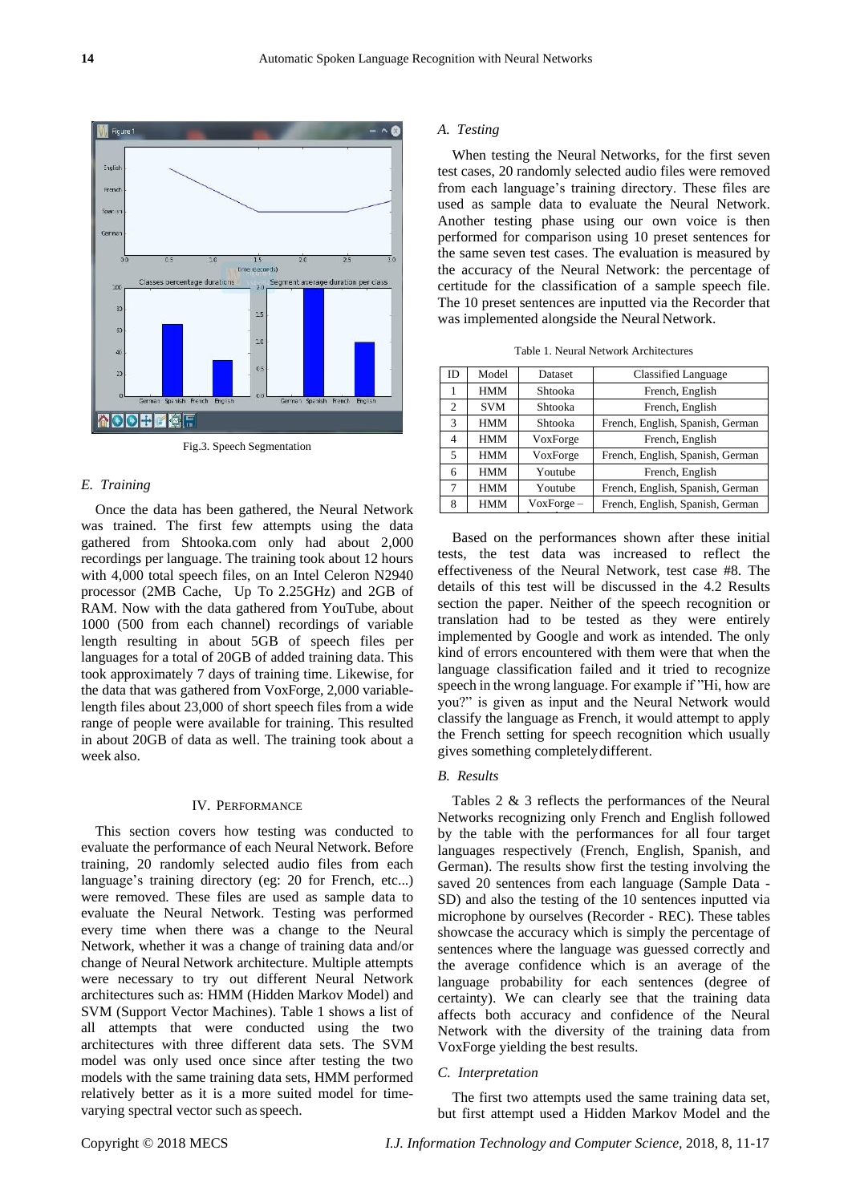Fig.3. Speech Segmentation

### E. Training

Once the data has been gathered, the Neural Network was trained. The first few attempts using the data gathered from Shtooka.com only had about 2,000 recordings per language. The training took about 12 hours with 4,000 total speech files, on an Intel Celeron N2940 processor (2MB Cache, Up To 2.25GHz) and 2GB of RAM. Now with the data gathered from YouTube, about 1000 (500 from each channel) recordings of variable length resulting in about 5GB of speech files per languages for a total of 20GB of added training data. This took approximately 7 days of training time. Likewise, for the data that was gathered from VoxForge, 2,000 variable-length files about 23,000 of short speech files from a wide range of people were available for training. This resulted in about 20GB of data as well. The training took about a week also.

## IV. Performance

This section covers how testing was conducted to evaluate the performance of each Neural Network. Before training, 20 randomly selected audio files from each language's training directory (eg: 20 for French, etc...) were removed. These files are used as sample data to evaluate the Neural Network. Testing was performed every time when there was a change to the Neural Network, whether it was a change of training data and/or change of Neural Network architecture. Multiple attempts were necessary to try out different Neural Network architectures such as: HMM (Hidden Markov Model) and SVM (Support Vector Machines). Table 1 shows a list of all attempts that were conducted using the two architectures with three different data sets. The SVM model was only used once since after testing the two models with the same training data sets, HMM performed relatively better as it is a more suited model for time-varying spectral vector such as speech.

### A. Testing

When testing the Neural Networks, for the first seven test cases, 20 randomly selected audio files were removed from each language's training directory. These files are used as sample data to evaluate the Neural Network. Another testing phase using our own voice is then performed for comparison using 10 preset sentences for the same seven test cases. The evaluation is measured by the accuracy of the Neural Network: the percentage of certitude for the classification of a sample speech file. The 10 preset sentences are inputted via the Recorder that was implemented alongside the Neural Network.

Table 1. Neural Network Architectures

| ID | Model | Dataset | Classified Language |
|---|---|---|---|
| 1 | HMM | Shtooka | French, English |
| 2 | SVM | Shtooka | French, English |
| 3 | HMM | Shtooka | French, English, Spanish, German |
| 4 | HMM | VoxForge | French, English |
| 5 | HMM | VoxForge | French, English, Spanish, German |
| 6 | HMM | Youtube | French, English |
| 7 | HMM | Youtube | French, English, Spanish, German |
| 8 | HMM | VoxForge – | French, English, Spanish, German |

Based on the performances shown after these initial tests, the test data was increased to reflect the effectiveness of the Neural Network, test case #8. The details of this test will be discussed in the 4.2 Results section the paper. Neither of the speech recognition or translation had to be tested as they were entirely implemented by Google and work as intended. The only kind of errors encountered with them were that when the language classification failed and it tried to recognize speech in the wrong language. For example if "Hi, how are you?" is given as input and the Neural Network would classify the language as French, it would attempt to apply the French setting for speech recognition which usually gives something completely different.

### B. Results

Tables 2 & 3 reflects the performances of the Neural Networks recognizing only French and English followed by the table with the performances for all four target languages respectively (French, English, Spanish, and German). The results show first the testing involving the saved 20 sentences from each language (Sample Data - SD) and also the testing of the 10 sentences inputted via microphone by ourselves (Recorder - REC). These tables showcase the accuracy which is simply the percentage of sentences where the language was guessed correctly and the average confidence which is an average of the language probability for each sentences (degree of certainty). We can clearly see that the training data affects both accuracy and confidence of the Neural Network with the diversity of the training data from VoxForge yielding the best results.

### C. Interpretation

The first two attempts used the same training data set, but first attempt used a Hidden Markov Model and the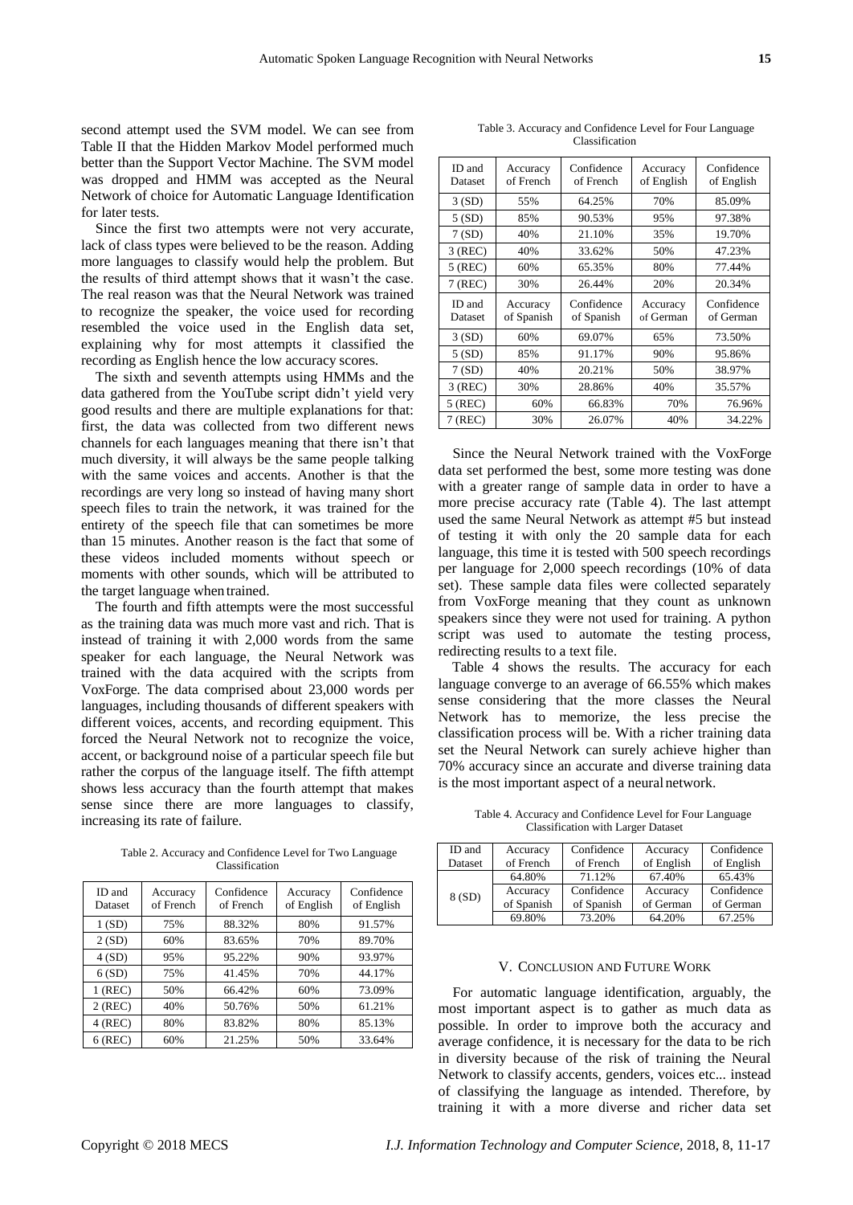second attempt used the SVM model. We can see from Table II that the Hidden Markov Model performed much better than the Support Vector Machine. The SVM model was dropped and HMM was accepted as the Neural Network of choice for Automatic Language Identification for later tests.

Since the first two attempts were not very accurate, lack of class types were believed to be the reason. Adding more languages to classify would help the problem. But the results of third attempt shows that it wasn't the case. The real reason was that the Neural Network was trained to recognize the speaker, the voice used for recording resembled the voice used in the English data set, explaining why for most attempts it classified the recording as English hence the low accuracy scores.

The sixth and seventh attempts using HMMs and the data gathered from the YouTube script didn't yield very good results and there are multiple explanations for that: first, the data was collected from two different news channels for each languages meaning that there isn't that much diversity, it will always be the same people talking with the same voices and accents. Another is that the recordings are very long so instead of having many short speech files to train the network, it was trained for the entirety of the speech file that can sometimes be more than 15 minutes. Another reason is the fact that some of these videos included moments without speech or moments with other sounds, which will be attributed to the target language when trained.

The fourth and fifth attempts were the most successful as the training data was much more vast and rich. That is instead of training it with 2,000 words from the same speaker for each language, the Neural Network was trained with the data acquired with the scripts from VoxForge. The data comprised about 23,000 words per languages, including thousands of different speakers with different voices, accents, and recording equipment. This forced the Neural Network not to recognize the voice, accent, or background noise of a particular speech file but rather the corpus of the language itself. The fifth attempt shows less accuracy than the fourth attempt that makes sense since there are more languages to classify, increasing its rate of failure.

Table 2. Accuracy and Confidence Level for Two Language Classification

| ID and Dataset | Accuracy of French | Confidence of French | Accuracy of English | Confidence of English |
|---|---|---|---|---|
| 1 (SD) | 75% | 88.32% | 80% | 91.57% |
| 2 (SD) | 60% | 83.65% | 70% | 89.70% |
| 4 (SD) | 95% | 95.22% | 90% | 93.97% |
| 6 (SD) | 75% | 41.45% | 70% | 44.17% |
| 1 (REC) | 50% | 66.42% | 60% | 73.09% |
| 2 (REC) | 40% | 50.76% | 50% | 61.21% |
| 4 (REC) | 80% | 83.82% | 80% | 85.13% |
| 6 (REC) | 60% | 21.25% | 50% | 33.64% |

Table 3. Accuracy and Confidence Level for Four Language Classification

| ID and Dataset | Accuracy of French | Confidence of French | Accuracy of English | Confidence of English |
|---|---|---|---|---|
| 3 (SD) | 55% | 64.25% | 70% | 85.09% |
| 5 (SD) | 85% | 90.53% | 95% | 97.38% |
| 7 (SD) | 40% | 21.10% | 35% | 19.70% |
| 3 (REC) | 40% | 33.62% | 50% | 47.23% |
| 5 (REC) | 60% | 65.35% | 80% | 77.44% |
| 7 (REC) | 30% | 26.44% | 20% | 20.34% |
| ID and Dataset | Accuracy of Spanish | Confidence of Spanish | Accuracy of German | Confidence of German |
| 3 (SD) | 60% | 69.07% | 65% | 73.50% |
| 5 (SD) | 85% | 91.17% | 90% | 95.86% |
| 7 (SD) | 40% | 20.21% | 50% | 38.97% |
| 3 (REC) | 30% | 28.86% | 40% | 35.57% |
| 5 (REC) | 60% | 66.83% | 70% | 76.96% |
| 7 (REC) | 30% | 26.07% | 40% | 34.22% |

Since the Neural Network trained with the VoxForge data set performed the best, some more testing was done with a greater range of sample data in order to have a more precise accuracy rate (Table 4). The last attempt used the same Neural Network as attempt #5 but instead of testing it with only the 20 sample data for each language, this time it is tested with 500 speech recordings per language for 2,000 speech recordings (10% of data set). These sample data files were collected separately from VoxForge meaning that they count as unknown speakers since they were not used for training. A python script was used to automate the testing process, redirecting results to a text file.

Table 4 shows the results. The accuracy for each language converge to an average of 66.55% which makes sense considering that the more classes the Neural Network has to memorize, the less precise the classification process will be. With a richer training data set the Neural Network can surely achieve higher than 70% accuracy since an accurate and diverse training data is the most important aspect of a neural network.

Table 4. Accuracy and Confidence Level for Four Language Classification with Larger Dataset

| ID and Dataset | Accuracy of French | Confidence of French | Accuracy of English | Confidence of English |
|---|---|---|---|---|
| 8 (SD) | 64.80% | 71.12% | 67.40% | 65.43% |
| | Accuracy of Spanish | Confidence of Spanish | Accuracy of German | Confidence of German |
| | 69.80% | 73.20% | 64.20% | 67.25% |

## V. Conclusion and Future Work

For automatic language identification, arguably, the most important aspect is to gather as much data as possible. In order to improve both the accuracy and average confidence, it is necessary for the data to be rich in diversity because of the risk of training the Neural Network to classify accents, genders, voices etc... instead of classifying the language as intended. Therefore, by training it with a more diverse and richer data set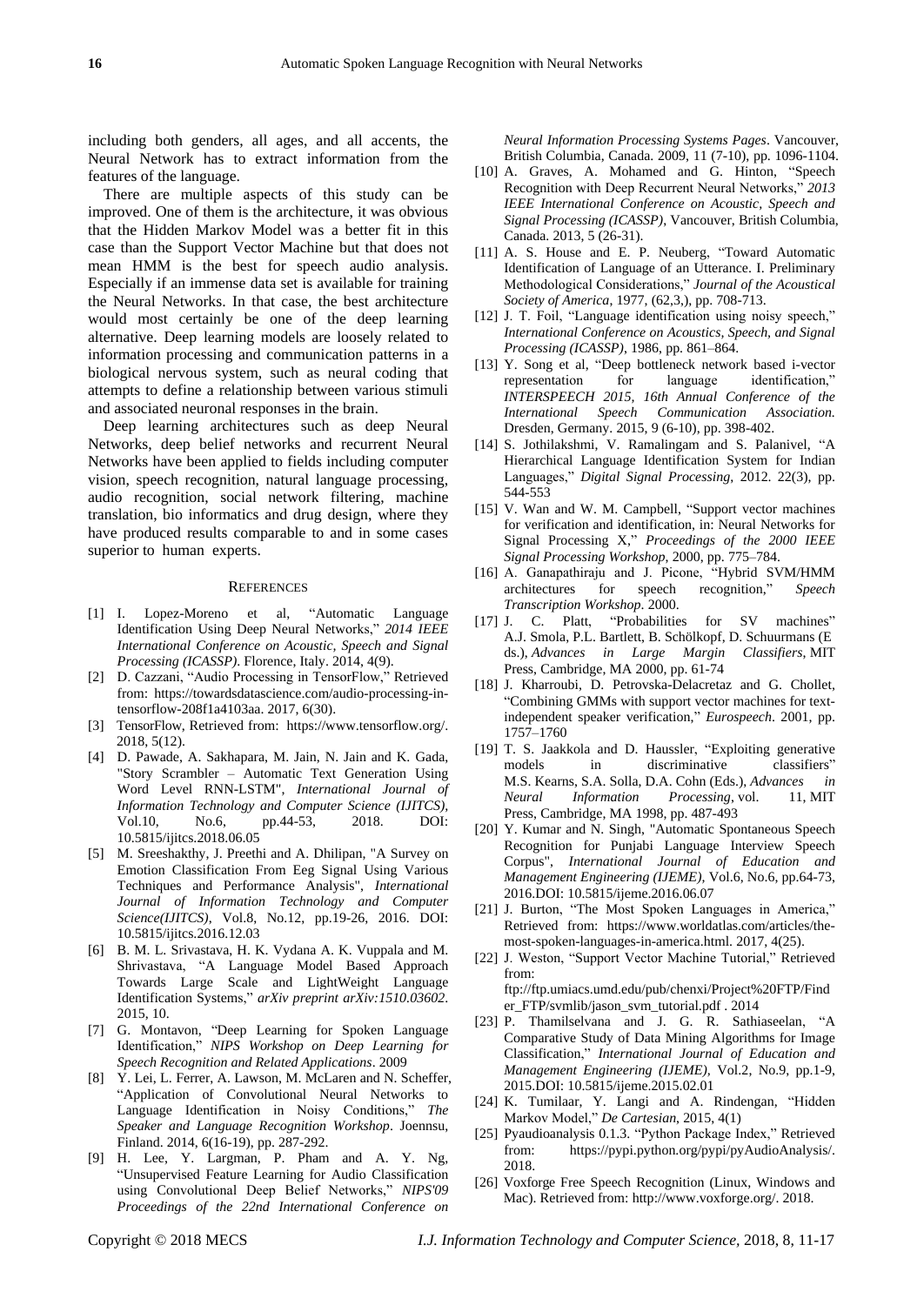including both genders, all ages, and all accents, the Neural Network has to extract information from the features of the language.

There are multiple aspects of this study can be improved. One of them is the architecture, it was obvious that the Hidden Markov Model was a better fit in this case than the Support Vector Machine but that does not mean HMM is the best for speech audio analysis. Especially if an immense data set is available for training the Neural Networks. In that case, the best architecture would most certainly be one of the deep learning alternative. Deep learning models are loosely related to information processing and communication patterns in a biological nervous system, such as neural coding that attempts to define a relationship between various stimuli and associated neuronal responses in the brain.

Deep learning architectures such as deep Neural Networks, deep belief networks and recurrent Neural Networks have been applied to fields including computer vision, speech recognition, natural language processing, audio recognition, social network filtering, machine translation, bio informatics and drug design, where they have produced results comparable to and in some cases superior to human experts.

## REFERENCES

[1] I. Lopez-Moreno et al, "Automatic Language Identification Using Deep Neural Networks," *2014 IEEE International Conference on Acoustic, Speech and Signal Processing (ICASSP)*. Florence, Italy. 2014, 4(9).

[2] D. Cazzani, "Audio Processing in TensorFlow," Retrieved from: https://towardsdatascience.com/audio-processing-in-tensorflow-208f1a4103aa. 2017, 6(30).

[3] TensorFlow, Retrieved from: https://www.tensorflow.org/. 2018, 5(12).

[4] D. Pawade, A. Sakhapara, M. Jain, N. Jain and K. Gada, "Story Scrambler – Automatic Text Generation Using Word Level RNN-LSTM", *International Journal of Information Technology and Computer Science (IJITCS)*, Vol.10, No.6, pp.44-53, 2018. DOI: 10.5815/ijitcs.2018.06.05

[5] M. Sreeshakthy, J. Preethi and A. Dhilipan, "A Survey on Emotion Classification From Eeg Signal Using Various Techniques and Performance Analysis", *International Journal of Information Technology and Computer Science(IJITCS)*, Vol.8, No.12, pp.19-26, 2016. DOI: 10.5815/ijitcs.2016.12.03

[6] B. M. L. Srivastava, H. K. Vydana A. K. Vuppala and M. Shrivastava, "A Language Model Based Approach Towards Large Scale and LightWeight Language Identification Systems," *arXiv preprint arXiv:1510.03602*. 2015, 10.

[7] G. Montavon, "Deep Learning for Spoken Language Identification," *NIPS Workshop on Deep Learning for Speech Recognition and Related Applications*. 2009

[8] Y. Lei, L. Ferrer, A. Lawson, M. McLaren and N. Scheffer, "Application of Convolutional Neural Networks to Language Identification in Noisy Conditions," *The Speaker and Language Recognition Workshop*. Joennsu, Finland. 2014, 6(16-19), pp. 287-292.

[9] H. Lee, Y. Largman, P. Pham and A. Y. Ng, "Unsupervised Feature Learning for Audio Classification using Convolutional Deep Belief Networks," *NIPS'09 Proceedings of the 22nd International Conference on Neural Information Processing Systems Pages*. Vancouver, British Columbia, Canada. 2009, 11 (7-10), pp. 1096-1104.

[10] A. Graves, A. Mohamed and G. Hinton, "Speech Recognition with Deep Recurrent Neural Networks," *2013 IEEE International Conference on Acoustic, Speech and Signal Processing (ICASSP)*, Vancouver, British Columbia, Canada. 2013, 5 (26-31).

[11] A. S. House and E. P. Neuberg, "Toward Automatic Identification of Language of an Utterance. I. Preliminary Methodological Considerations," *Journal of the Acoustical Society of America*, 1977, (62,3,), pp. 708-713.

[12] J. T. Foil, "Language identification using noisy speech," *International Conference on Acoustics, Speech, and Signal Processing (ICASSP)*, 1986, pp. 861–864.

[13] Y. Song et al, "Deep bottleneck network based i-vector representation for language identification," *INTERSPEECH 2015, 16th Annual Conference of the International Speech Communication Association.* Dresden, Germany. 2015, 9 (6-10), pp. 398-402.

[14] S. Jothilakshmi, V. Ramalingam and S. Palanivel, "A Hierarchical Language Identification System for Indian Languages," *Digital Signal Processing*, 2012. 22(3), pp. 544-553

[15] V. Wan and W. M. Campbell, "Support vector machines for verification and identification, in: Neural Networks for Signal Processing X," *Proceedings of the 2000 IEEE Signal Processing Workshop*, 2000, pp. 775–784.

[16] A. Ganapathiraju and J. Picone, "Hybrid SVM/HMM architectures for speech recognition," *Speech Transcription Workshop*. 2000.

[17] J. C. Platt, "Probabilities for SV machines" A.J. Smola, P.L. Bartlett, B. Schölkopf, D. Schuurmans (E ds.), *Advances in Large Margin Classifiers*, MIT Press, Cambridge, MA 2000, pp. 61-74

[18] J. Kharroubi, D. Petrovska-Delacretaz and G. Chollet, "Combining GMMs with support vector machines for text-independent speaker verification," *Eurospeech*. 2001, pp. 1757–1760

[19] T. S. Jaakkola and D. Haussler, "Exploiting generative models in discriminative classifiers" M.S. Kearns, S.A. Solla, D.A. Cohn (Eds.), *Advances in Neural Information Processing*, vol. 11, MIT Press, Cambridge, MA 1998, pp. 487-493

[20] Y. Kumar and N. Singh, "Automatic Spontaneous Speech Recognition for Punjabi Language Interview Speech Corpus", *International Journal of Education and Management Engineering (IJEME)*, Vol.6, No.6, pp.64-73, 2016.DOI: 10.5815/ijeme.2016.06.07

[21] J. Burton, "The Most Spoken Languages in America," Retrieved from: https://www.worldatlas.com/articles/the-most-spoken-languages-in-america.html. 2017, 4(25).

[22] J. Weston, "Support Vector Machine Tutorial," Retrieved from: ftp://ftp.umiacs.umd.edu/pub/chenxi/Project%20FTP/Finder_FTP/svmlib/jason_svm_tutorial.pdf . 2014

[23] P. Thamilselvana and J. G. R. Sathiaseelan, "A Comparative Study of Data Mining Algorithms for Image Classification," *International Journal of Education and Management Engineering (IJEME)*, Vol.2, No.9, pp.1-9, 2015.DOI: 10.5815/ijeme.2015.02.01

[24] K. Tumilaar, Y. Langi and A. Rindengan, "Hidden Markov Model," *De Cartesian*, 2015, 4(1)

[25] Pyaudioanalysis 0.1.3. "Python Package Index," Retrieved from: https://pypi.python.org/pypi/pyAudioAnalysis/. 2018.

[26] Voxforge Free Speech Recognition (Linux, Windows and Mac). Retrieved from: http://www.voxforge.org/. 2018.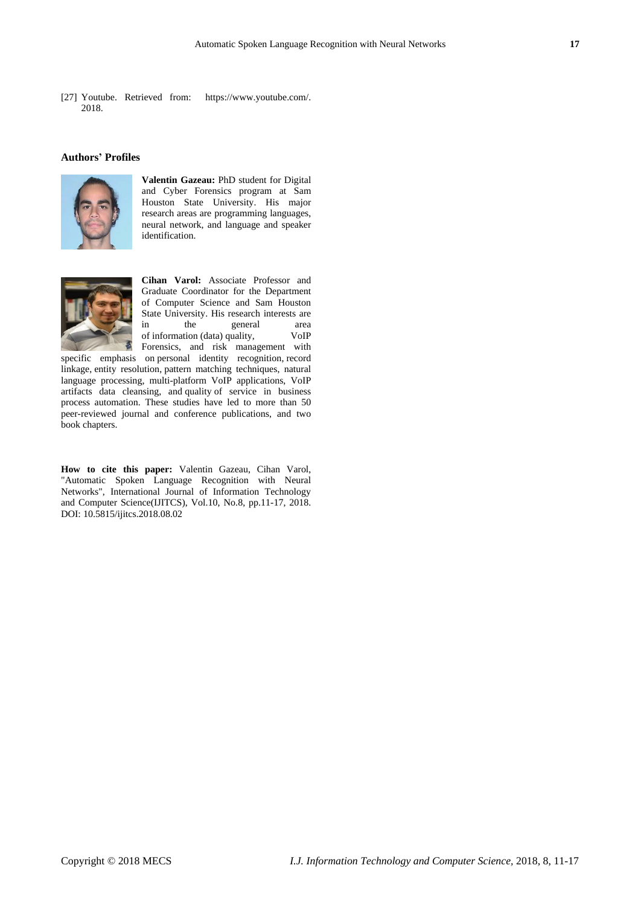[27] Youtube. Retrieved from: https://www.youtube.com/. 2018.

### Authors' Profiles

**Valentin Gazeau:** PhD student for Digital and Cyber Forensics program at Sam Houston State University. His major research areas are programming languages, neural network, and language and speaker identification.

**Cihan Varol:** Associate Professor and Graduate Coordinator for the Department of Computer Science and Sam Houston State University. His research interests are in the general area of information (data) quality, VoIP Forensics, and risk management with specific emphasis on personal identity recognition, record linkage, entity resolution, pattern matching techniques, natural language processing, multi-platform VoIP applications, VoIP artifacts data cleansing, and quality of service in business process automation. These studies have led to more than 50 peer-reviewed journal and conference publications, and two book chapters.

**How to cite this paper:** Valentin Gazeau, Cihan Varol, "Automatic Spoken Language Recognition with Neural Networks", International Journal of Information Technology and Computer Science(IJITCS), Vol.10, No.8, pp.11-17, 2018. DOI: 10.5815/ijitcs.2018.08.02